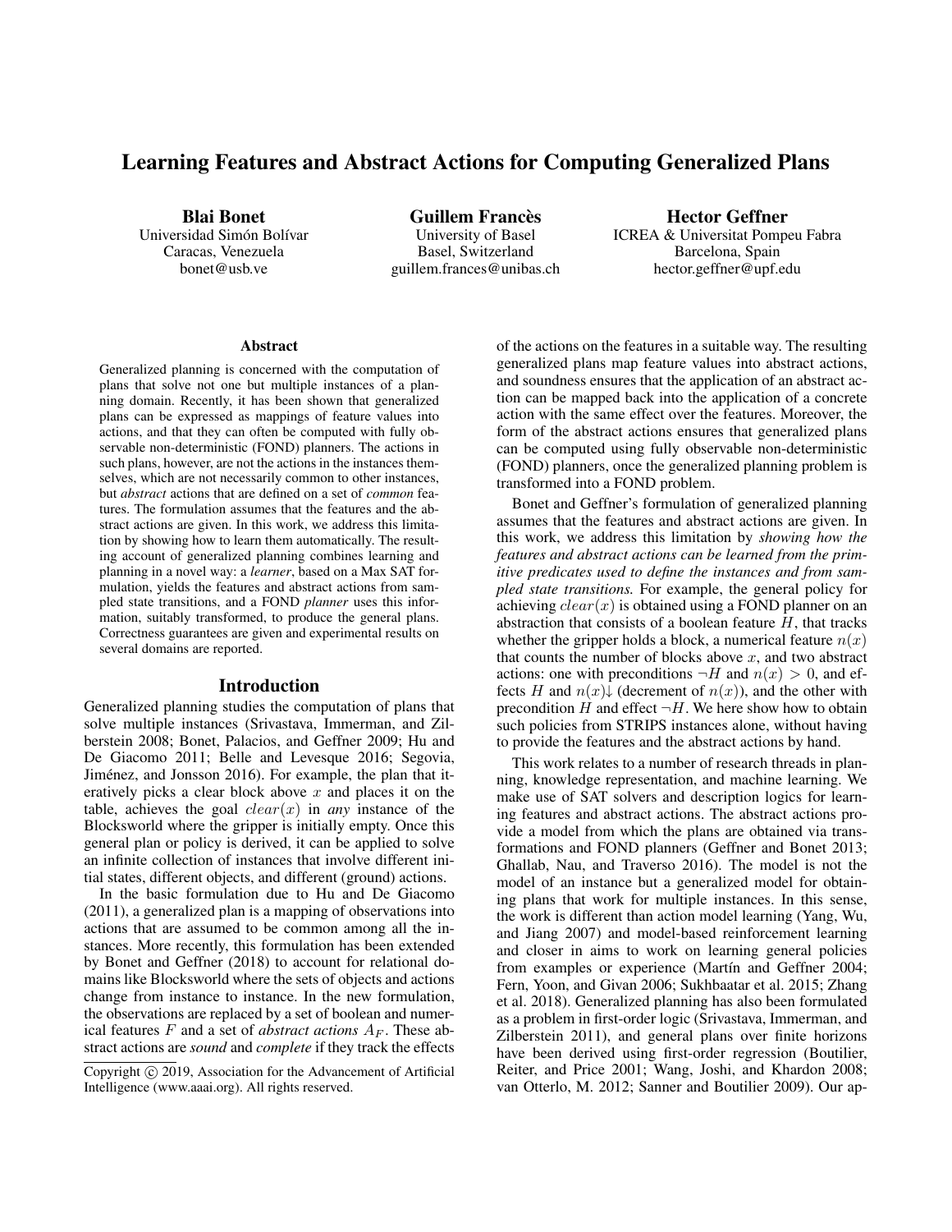# Learning Features and Abstract Actions for Computing Generalized Plans

**Blai Bonet**
Universidad Simón Bolívar
Caracas, Venezuela
bonet@usb.ve

**Guillem Francès**
University of Basel
Basel, Switzerland
guillem.frances@unibas.ch

**Hector Geffner**
ICREA & Universitat Pompeu Fabra
Barcelona, Spain
hector.geffner@upf.edu

## Abstract

Generalized planning is concerned with the computation of plans that solve not one but multiple instances of a planning domain. Recently, it has been shown that generalized plans can be expressed as mappings of feature values into actions, and that they can often be computed with fully observable non-deterministic (FOND) planners. The actions in such plans, however, are not the actions in the instances themselves, which are not necessarily common to other instances, but *abstract* actions that are defined on a set of *common* features. The formulation assumes that the features and the abstract actions are given. In this work, we address this limitation by showing how to learn them automatically. The resulting account of generalized planning combines learning and planning in a novel way: a *learner*, based on a Max SAT formulation, yields the features and abstract actions from sampled state transitions, and a FOND *planner* uses this information, suitably transformed, to produce the general plans. Correctness guarantees are given and experimental results on several domains are reported.

## Introduction

Generalized planning studies the computation of plans that solve multiple instances (Srivastava, Immerman, and Zilberstein 2008; Bonet, Palacios, and Geffner 2009; Hu and De Giacomo 2011; Belle and Levesque 2016; Segovia, Jiménez, and Jonsson 2016). For example, the plan that iteratively picks a clear block above $x$ and places it on the table, achieves the goal $clear(x)$ in *any* instance of the Blocksworld where the gripper is initially empty. Once this general plan or policy is derived, it can be applied to solve an infinite collection of instances that involve different initial states, different objects, and different (ground) actions.

In the basic formulation due to Hu and De Giacomo (2011), a generalized plan is a mapping of observations into actions that are assumed to be common among all the instances. More recently, this formulation has been extended by Bonet and Geffner (2018) to account for relational domains like Blocksworld where the sets of objects and actions change from instance to instance. In the new formulation, the observations are replaced by a set of boolean and numerical features $F$ and a set of *abstract actions* $A_F$. These abstract actions are *sound* and *complete* if they track the effects of the actions on the features in a suitable way. The resulting generalized plans map feature values into abstract actions, and soundness ensures that the application of an abstract action can be mapped back into the application of a concrete action with the same effect over the features. Moreover, the form of the abstract actions ensures that generalized plans can be computed using fully observable non-deterministic (FOND) planners, once the generalized planning problem is transformed into a FOND problem.

Bonet and Geffner's formulation of generalized planning assumes that the features and abstract actions are given. In this work, we address this limitation by *showing how the features and abstract actions can be learned from the primitive predicates used to define the instances and from sampled state transitions.* For example, the general policy for achieving $clear(x)$ is obtained using a FOND planner on an abstraction that consists of a boolean feature $H$, that tracks whether the gripper holds a block, a numerical feature $n(x)$ that counts the number of blocks above $x$, and two abstract actions: one with preconditions $\neg H$ and $n(x) > 0$, and effects $H$ and $n(x)\downarrow$ (decrement of $n(x)$), and the other with precondition $H$ and effect $\neg H$. We here show how to obtain such policies from STRIPS instances alone, without having to provide the features and the abstract actions by hand.

This work relates to a number of research threads in planning, knowledge representation, and machine learning. We make use of SAT solvers and description logics for learning features and abstract actions. The abstract actions provide a model from which the plans are obtained via transformations and FOND planners (Geffner and Bonet 2013; Ghallab, Nau, and Traverso 2016). The model is not the model of an instance but a generalized model for obtaining plans that work for multiple instances. In this sense, the work is different than action model learning (Yang, Wu, and Jiang 2007) and model-based reinforcement learning and closer in aims to work on learning general policies from examples or experience (Martín and Geffner 2004; Fern, Yoon, and Givan 2006; Sukhbaatar et al. 2015; Zhang et al. 2018). Generalized planning has also been formulated as a problem in first-order logic (Srivastava, Immerman, and Zilberstein 2011), and general plans over finite horizons have been derived using first-order regression (Boutilier, Reiter, and Price 2001; Wang, Joshi, and Khardon 2008; van Otterlo, M. 2012; Sanner and Boutilier 2009). Our ap-

Copyright © 2019, Association for the Advancement of Artificial Intelligence (www.aaai.org). All rights reserved.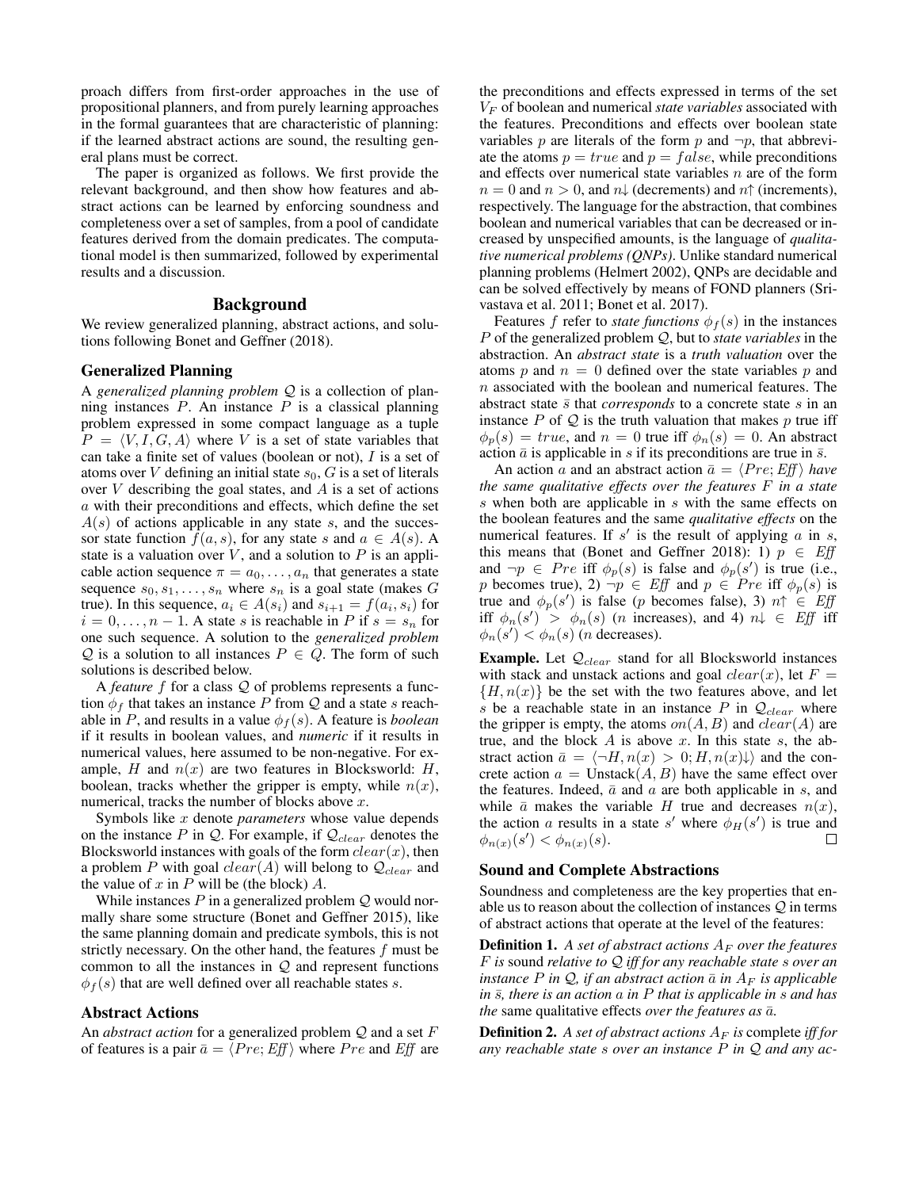proach differs from first-order approaches in the use of propositional planners, and from purely learning approaches in the formal guarantees that are characteristic of planning: if the learned abstract actions are sound, the resulting general plans must be correct.

The paper is organized as follows. We first provide the relevant background, and then show how features and abstract actions can be learned by enforcing soundness and completeness over a set of samples, from a pool of candidate features derived from the domain predicates. The computational model is then summarized, followed by experimental results and a discussion.

## Background

We review generalized planning, abstract actions, and solutions following Bonet and Geffner (2018).

### Generalized Planning

A *generalized planning problem* $\mathcal{Q}$ is a collection of planning instances $P$. An instance $P$ is a classical planning problem expressed in some compact language as a tuple $P = \langle V, I, G, A \rangle$ where $V$ is a set of state variables that can take a finite set of values (boolean or not), $I$ is a set of atoms over $V$ defining an initial state $s_0$, $G$ is a set of literals over $V$ describing the goal states, and $A$ is a set of actions $a$ with their preconditions and effects, which define the set $A(s)$ of actions applicable in any state $s$, and the successor state function $f(a, s)$, for any state $s$ and $a \in A(s)$. A state is a valuation over $V$, and a solution to $P$ is an applicable action sequence $\pi = a_0, \ldots, a_n$ that generates a state sequence $s_0, s_1, \ldots, s_n$ where $s_n$ is a goal state (makes $G$ true). In this sequence, $a_i \in A(s_i)$ and $s_{i+1} = f(a_i, s_i)$ for $i = 0, \ldots, n-1$. A state $s$ is reachable in $P$ if $s = s_n$ for one such sequence. A solution to the *generalized problem* $\mathcal{Q}$ is a solution to all instances $P \in Q$. The form of such solutions is described below.

A *feature* $f$ for a class $\mathcal{Q}$ of problems represents a function $\phi_f$ that takes an instance $P$ from $\mathcal{Q}$ and a state $s$ reachable in $P$, and results in a value $\phi_f(s)$. A feature is *boolean* if it results in boolean values, and *numeric* if it results in numerical values, here assumed to be non-negative. For example, $H$ and $n(x)$ are two features in Blocksworld: $H$, boolean, tracks whether the gripper is empty, while $n(x)$, numerical, tracks the number of blocks above $x$.

Symbols like $x$ denote *parameters* whose value depends on the instance $P$ in $\mathcal{Q}$. For example, if $\mathcal{Q}_{clear}$ denotes the Blocksworld instances with goals of the form $clear(x)$, then a problem $P$ with goal $clear(A)$ will belong to $\mathcal{Q}_{clear}$ and the value of $x$ in $P$ will be (the block) $A$.

While instances $P$ in a generalized problem $\mathcal{Q}$ would normally share some structure (Bonet and Geffner 2015), like the same planning domain and predicate symbols, this is not strictly necessary. On the other hand, the features $f$ must be common to all the instances in $\mathcal{Q}$ and represent functions $\phi_f(s)$ that are well defined over all reachable states $s$.

### Abstract Actions

An *abstract action* for a generalized problem $\mathcal{Q}$ and a set $F$ of features is a pair $\bar{a} = \langle Pre; Eff \rangle$ where $Pre$ and $Eff$ are the preconditions and effects expressed in terms of the set $V_F$ of boolean and numerical *state variables* associated with the features. Preconditions and effects over boolean state variables $p$ are literals of the form $p$ and $\neg p$, that abbreviate the atoms $p = true$ and $p = false$, while preconditions and effects over numerical state variables $n$ are of the form $n = 0$ and $n > 0$, and $n{\downarrow}$ (decrements) and $n{\uparrow}$ (increments), respectively. The language for the abstraction, that combines boolean and numerical variables that can be decreased or increased by unspecified amounts, is the language of *qualitative numerical problems (QNPs)*. Unlike standard numerical planning problems (Helmert 2002), QNPs are decidable and can be solved effectively by means of FOND planners (Srivastava et al. 2011; Bonet et al. 2017).

Features $f$ refer to *state functions* $\phi_f(s)$ in the instances $P$ of the generalized problem $\mathcal{Q}$, but to *state variables* in the abstraction. An *abstract state* is a *truth valuation* over the atoms $p$ and $n = 0$ defined over the state variables $p$ and $n$ associated with the boolean and numerical features. The abstract state $\bar{s}$ that *corresponds* to a concrete state $s$ in an instance $P$ of $\mathcal{Q}$ is the truth valuation that makes $p$ true iff $\phi_p(s) = true$, and $n = 0$ true iff $\phi_n(s) = 0$. An abstract action $\bar{a}$ is applicable in $s$ if its preconditions are true in $\bar{s}$.

An action $a$ and an abstract action $\bar{a} = \langle Pre; Eff \rangle$ *have the same qualitative effects over the features $F$ in a state $s$* when both are applicable in $s$ with the same effects on the boolean features and the same *qualitative effects* on the numerical features. If $s'$ is the result of applying $a$ in $s$, this means that (Bonet and Geffner 2018): 1) $p \in Eff$ and $\neg p \in Pre$ iff $\phi_p(s)$ is false and $\phi_p(s')$ is true (i.e., $p$ becomes true), 2) $\neg p \in Eff$ and $p \in Pre$ iff $\phi_p(s)$ is true and $\phi_p(s')$ is false ($p$ becomes false), 3) $n{\uparrow} \in Eff$ iff $\phi_n(s') > \phi_n(s)$ ($n$ increases), and 4) $n{\downarrow} \in Eff$ iff $\phi_n(s') < \phi_n(s)$ ($n$ decreases).

**Example.** Let $\mathcal{Q}_{clear}$ stand for all Blocksworld instances with stack and unstack actions and goal $clear(x)$, let $F = \{H, n(x)\}$ be the set with the two features above, and let $s$ be a reachable state in an instance $P$ in $\mathcal{Q}_{clear}$ where the gripper is empty, the atoms $on(A, B)$ and $clear(A)$ are true, and the block $A$ is above $x$. In this state $s$, the abstract action $\bar{a} = \langle \neg H, n(x) > 0; H, n(x){\downarrow} \rangle$ and the concrete action $a = \text{Unstack}(A, B)$ have the same effect over the features. Indeed, $\bar{a}$ and $a$ are both applicable in $s$, and while $\bar{a}$ makes the variable $H$ true and decreases $n(x)$, the action $a$ results in a state $s'$ where $\phi_H(s')$ is true and $\phi_{n(x)}(s') < \phi_{n(x)}(s)$. □

### Sound and Complete Abstractions

Soundness and completeness are the key properties that enable us to reason about the collection of instances $\mathcal{Q}$ in terms of abstract actions that operate at the level of the features:

**Definition 1.** *A set of abstract actions $A_F$ over the features $F$ is* sound *relative to $\mathcal{Q}$ iff for any reachable state $s$ over an instance $P$ in $\mathcal{Q}$, if an abstract action $\bar{a}$ in $A_F$ is applicable in $\bar{s}$, there is an action $a$ in $P$ that is applicable in $s$ and has the* same qualitative effects *over the features as $\bar{a}$.*

**Definition 2.** *A set of abstract actions $A_F$ is* complete *iff for any reachable state $s$ over an instance $P$ in $\mathcal{Q}$ and any ac-*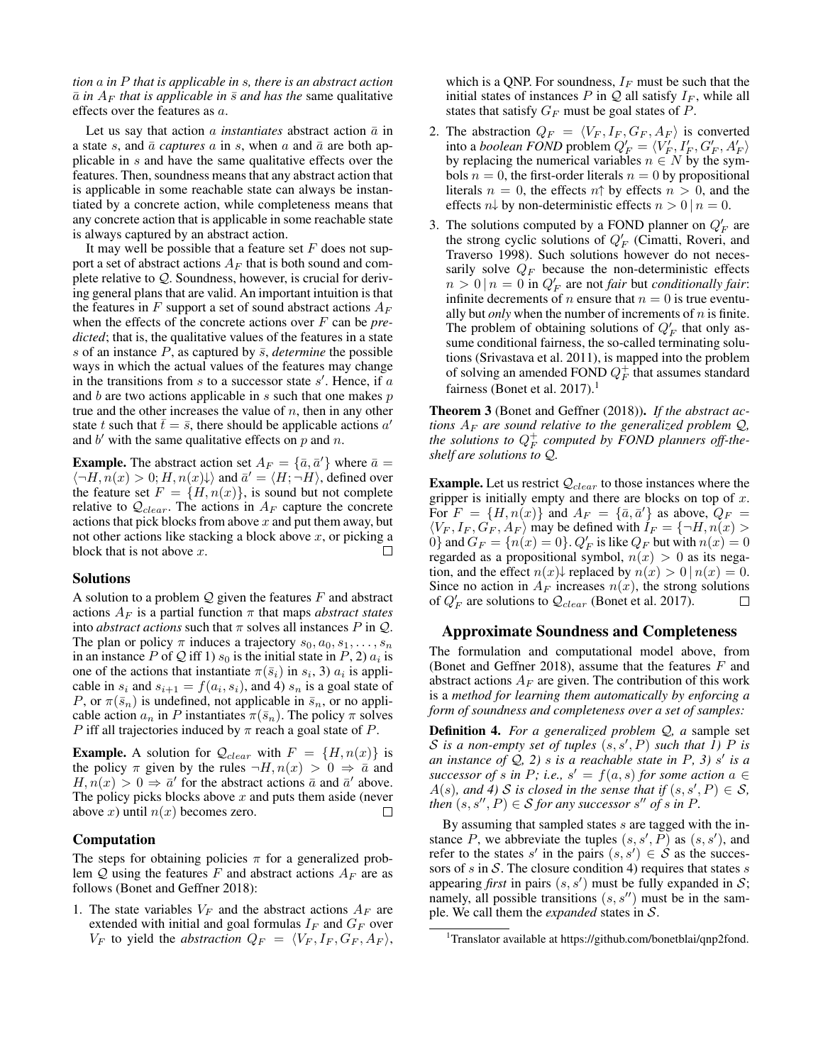*tion $a$ in $P$ that is applicable in $s$, there is an abstract action $\bar{a}$ in $A_F$ that is applicable in $\bar{s}$ and has the* same qualitative effects over the features as $a$.

Let us say that action $a$ *instantiates* abstract action $\bar{a}$ in a state $s$, and $\bar{a}$ *captures* $a$ in $s$, when $a$ and $\bar{a}$ are both applicable in $s$ and have the same qualitative effects over the features. Then, soundness means that any abstract action that is applicable in some reachable state can always be instantiated by a concrete action, while completeness means that any concrete action that is applicable in some reachable state is always captured by an abstract action.

It may well be possible that a feature set $F$ does not support a set of abstract actions $A_F$ that is both sound and complete relative to $\mathcal{Q}$. Soundness, however, is crucial for deriving general plans that are valid. An important intuition is that the features in $F$ support a set of sound abstract actions $A_F$ when the effects of the concrete actions over $F$ can be *predicted*; that is, the qualitative values of the features in a state $s$ of an instance $P$, as captured by $\bar{s}$, *determine* the possible ways in which the actual values of the features may change in the transitions from $s$ to a successor state $s'$. Hence, if $a$ and $b$ are two actions applicable in $s$ such that one makes $p$ true and the other increases the value of $n$, then in any other state $t$ such that $\bar{t} = \bar{s}$, there should be applicable actions $a'$ and $b'$ with the same qualitative effects on $p$ and $n$.

**Example.** The abstract action set $A_F = \{\bar{a}, \bar{a}'\}$ where $\bar{a} = \langle \neg H, n(x) > 0; H, n(x)\downarrow \rangle$ and $\bar{a}' = \langle H; \neg H \rangle$, defined over the feature set $F = \{H, n(x)\}$, is sound but not complete relative to $\mathcal{Q}_{clear}$. The actions in $A_F$ capture the concrete actions that pick blocks from above $x$ and put them away, but not other actions like stacking a block above $x$, or picking a block that is not above $x$. □

### Solutions

A solution to a problem $\mathcal{Q}$ given the features $F$ and abstract actions $A_F$ is a partial function $\pi$ that maps *abstract states* into *abstract actions* such that $\pi$ solves all instances $P$ in $\mathcal{Q}$. The plan or policy $\pi$ induces a trajectory $s_0, a_0, s_1, \ldots, s_n$ in an instance $P$ of $\mathcal{Q}$ iff 1) $s_0$ is the initial state in $P$, 2) $a_i$ is one of the actions that instantiate $\pi(\bar{s}_i)$ in $s_i$, 3) $a_i$ is applicable in $s_i$ and $s_{i+1} = f(a_i, s_i)$, and 4) $s_n$ is a goal state of $P$, or $\pi(\bar{s}_n)$ is undefined, not applicable in $\bar{s}_n$, or no applicable action $a_n$ in $P$ instantiates $\pi(\bar{s}_n)$. The policy $\pi$ solves $P$ iff all trajectories induced by $\pi$ reach a goal state of $P$.

**Example.** A solution for $\mathcal{Q}_{clear}$ with $F = \{H, n(x)\}$ is the policy $\pi$ given by the rules $\neg H, n(x) > 0 \Rightarrow \bar{a}$ and $H, n(x) > 0 \Rightarrow \bar{a}'$ for the abstract actions $\bar{a}$ and $\bar{a}'$ above. The policy picks blocks above $x$ and puts them aside (never above $x$) until $n(x)$ becomes zero. □

### Computation

The steps for obtaining policies $\pi$ for a generalized problem $\mathcal{Q}$ using the features $F$ and abstract actions $A_F$ are as follows (Bonet and Geffner 2018):

1. The state variables $V_F$ and the abstract actions $A_F$ are extended with initial and goal formulas $I_F$ and $G_F$ over $V_F$ to yield the *abstraction* $Q_F = \langle V_F, I_F, G_F, A_F \rangle$, which is a QNP. For soundness, $I_F$ must be such that the initial states of instances $P$ in $\mathcal{Q}$ all satisfy $I_F$, while all states that satisfy $G_F$ must be goal states of $P$.
2. The abstraction $Q_F = \langle V_F, I_F, G_F, A_F \rangle$ is converted into a *boolean FOND* problem $Q'_F = \langle V'_F, I'_F, G'_F, A'_F \rangle$ by replacing the numerical variables $n \in N$ by the symbols $n = 0$, the first-order literals $n = 0$ by propositional literals $n = 0$, the effects $n\uparrow$ by effects $n > 0$, and the effects $n\downarrow$ by non-deterministic effects $n > 0 \,|\, n = 0$.
3. The solutions computed by a FOND planner on $Q'_F$ are the strong cyclic solutions of $Q'_F$ (Cimatti, Roveri, and Traverso 1998). Such solutions however do not necessarily solve $Q_F$ because the non-deterministic effects $n > 0 \,|\, n = 0$ in $Q'_F$ are not *fair* but *conditionally fair*: infinite decrements of $n$ ensure that $n = 0$ is true eventually but *only* when the number of increments of $n$ is finite. The problem of obtaining solutions of $Q'_F$ that only assume conditional fairness, the so-called terminating solutions (Srivastava et al. 2011), is mapped into the problem of solving an amended FOND $Q^+_F$ that assumes standard fairness (Bonet et al. 2017).[1]

**Theorem 3** (Bonet and Geffner (2018)). *If the abstract actions $A_F$ are sound relative to the generalized problem $\mathcal{Q}$, the solutions to $Q^+_F$ computed by FOND planners off-the-shelf are solutions to $\mathcal{Q}$.*

**Example.** Let us restrict $\mathcal{Q}_{clear}$ to those instances where the gripper is initially empty and there are blocks on top of $x$. For $F = \{H, n(x)\}$ and $A_F = \{\bar{a}, \bar{a}'\}$ as above, $Q_F = \langle V_F, I_F, G_F, A_F \rangle$ may be defined with $I_F = \{\neg H, n(x) > 0\}$ and $G_F = \{n(x) = 0\}$. $Q'_F$ is like $Q_F$ but with $n(x) = 0$ regarded as a propositional symbol, $n(x) > 0$ as its negation, and the effect $n(x)\downarrow$ replaced by $n(x) > 0 \,|\, n(x) = 0$. Since no action in $A_F$ increases $n(x)$, the strong solutions of $Q'_F$ are solutions to $\mathcal{Q}_{clear}$ (Bonet et al. 2017). □

## Approximate Soundness and Completeness

The formulation and computational model above, from (Bonet and Geffner 2018), assume that the features $F$ and abstract actions $A_F$ are given. The contribution of this work is a *method for learning them automatically by enforcing a form of soundness and completeness over a set of samples:*

**Definition 4.** *For a generalized problem $\mathcal{Q}$, a* sample set *$\mathcal{S}$ is a non-empty set of tuples $(s, s', P)$ such that 1) $P$ is an instance of $\mathcal{Q}$, 2) $s$ is a reachable state in $P$, 3) $s'$ is a successor of $s$ in $P$; i.e., $s' = f(a, s)$ for some action $a \in A(s)$, and 4) $\mathcal{S}$ is closed in the sense that if $(s, s', P) \in \mathcal{S}$, then $(s, s'', P) \in \mathcal{S}$ for any successor $s''$ of $s$ in $P$.*

By assuming that sampled states $s$ are tagged with the instance $P$, we abbreviate the tuples $(s, s', P)$ as $(s, s')$, and refer to the states $s'$ in the pairs $(s, s') \in \mathcal{S}$ as the successors of $s$ in $\mathcal{S}$. The closure condition 4) requires that states $s$ appearing *first* in pairs $(s, s')$ must be fully expanded in $\mathcal{S}$; namely, all possible transitions $(s, s'')$ must be in the sample. We call them the *expanded* states in $\mathcal{S}$.

[1] Translator available at https://github.com/bonetblai/qnp2fond.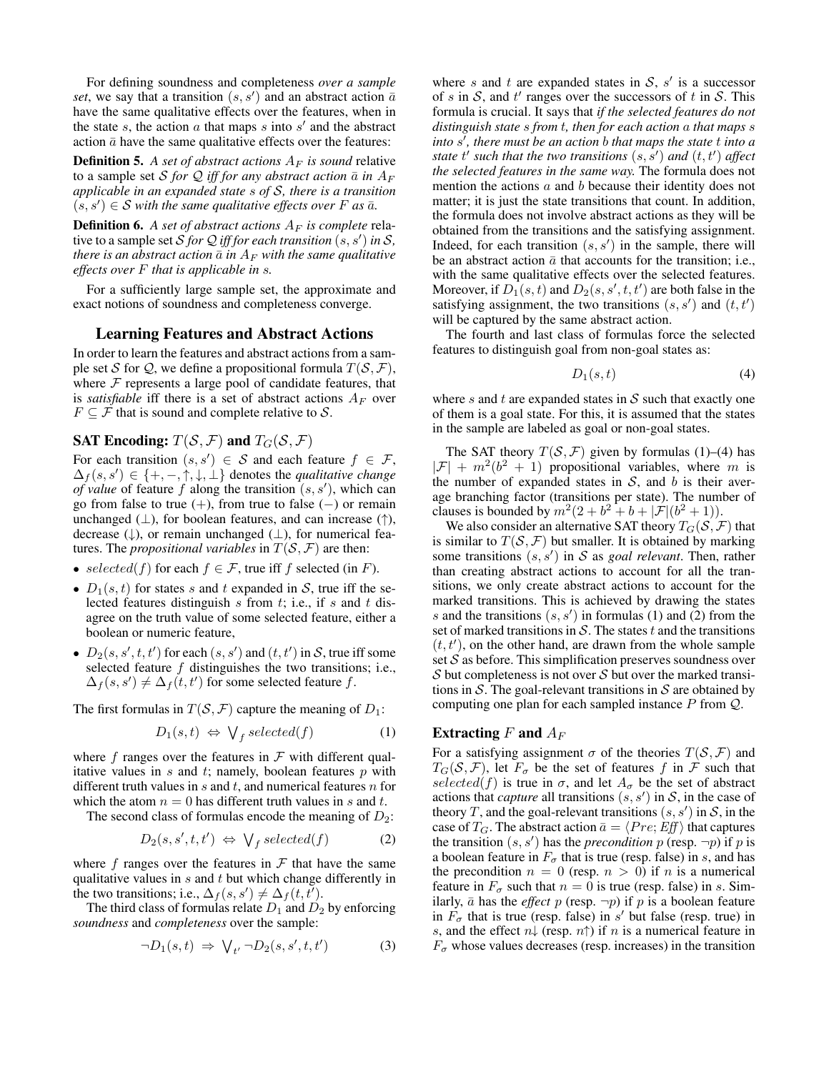For defining soundness and completeness *over a sample set*, we say that a transition $(s, s')$ and an abstract action $\bar{a}$ have the same qualitative effects over the features, when in the state $s$, the action $a$ that maps $s$ into $s'$ and the abstract action $\bar{a}$ have the same qualitative effects over the features:

**Definition 5.** *A set of abstract actions $A_F$ is sound relative to a sample set $\mathcal{S}$ for $\mathcal{Q}$ iff for any abstract action $\bar{a}$ in $A_F$ applicable in an expanded state $s$ of $\mathcal{S}$, there is a transition $(s, s') \in \mathcal{S}$ with the same qualitative effects over $F$ as $\bar{a}$.*

**Definition 6.** *A set of abstract actions $A_F$ is complete relative to a sample set $\mathcal{S}$ for $\mathcal{Q}$ iff for each transition $(s, s')$ in $\mathcal{S}$, there is an abstract action $\bar{a}$ in $A_F$ with the same qualitative effects over $F$ that is applicable in $s$.*

For a sufficiently large sample set, the approximate and exact notions of soundness and completeness converge.

## Learning Features and Abstract Actions

In order to learn the features and abstract actions from a sample set $\mathcal{S}$ for $\mathcal{Q}$, we define a propositional formula $T(\mathcal{S}, \mathcal{F})$, where $\mathcal{F}$ represents a large pool of candidate features, that is *satisfiable* iff there is a set of abstract actions $A_F$ over $F \subseteq \mathcal{F}$ that is sound and complete relative to $\mathcal{S}$.

### SAT Encoding: $T(\mathcal{S}, \mathcal{F})$ and $T_G(\mathcal{S}, \mathcal{F})$

For each transition $(s, s') \in \mathcal{S}$ and each feature $f \in \mathcal{F}$, $\Delta_f(s, s') \in \{+, -, \uparrow, \downarrow, \bot\}$ denotes the *qualitative change of value* of feature $f$ along the transition $(s, s')$, which can go from false to true $(+)$, from true to false $(-)$ or remain unchanged $(\bot)$, for boolean features, and can increase $(\uparrow)$, decrease $(\downarrow)$, or remain unchanged $(\bot)$, for numerical features. The *propositional variables* in $T(\mathcal{S}, \mathcal{F})$ are then:

- $selected(f)$ for each $f \in \mathcal{F}$, true iff $f$ selected (in $F$).
- $D_1(s, t)$ for states $s$ and $t$ expanded in $\mathcal{S}$, true iff the selected features distinguish $s$ from $t$; i.e., if $s$ and $t$ disagree on the truth value of some selected feature, either a boolean or numeric feature,
- $D_2(s, s', t, t')$ for each $(s, s')$ and $(t, t')$ in $\mathcal{S}$, true iff some selected feature $f$ distinguishes the two transitions; i.e., $\Delta_f(s, s') \neq \Delta_f(t, t')$ for some selected feature $f$.

The first formulas in $T(\mathcal{S}, \mathcal{F})$ capture the meaning of $D_1$:

$$D_1(s, t) \;\Leftrightarrow\; \textstyle\bigvee_f selected(f) \tag{1}$$

where $f$ ranges over the features in $\mathcal{F}$ with different qualitative values in $s$ and $t$; namely, boolean features $p$ with different truth values in $s$ and $t$, and numerical features $n$ for which the atom $n = 0$ has different truth values in $s$ and $t$.

The second class of formulas encode the meaning of $D_2$:

$$D_2(s, s', t, t') \;\Leftrightarrow\; \textstyle\bigvee_f selected(f) \tag{2}$$

where $f$ ranges over the features in $\mathcal{F}$ that have the same qualitative values in $s$ and $t$ but which change differently in the two transitions; i.e., $\Delta_f(s, s') \neq \Delta_f(t, t')$.

The third class of formulas relate $D_1$ and $D_2$ by enforcing *soundness* and *completeness* over the sample:

$$\neg D_1(s, t) \;\Rightarrow\; \textstyle\bigvee_{t'} \neg D_2(s, s', t, t') \tag{3}$$

where $s$ and $t$ are expanded states in $\mathcal{S}$, $s'$ is a successor of $s$ in $\mathcal{S}$, and $t'$ ranges over the successors of $t$ in $\mathcal{S}$. This formula is crucial. It says that *if the selected features do not distinguish state $s$ from $t$, then for each action $a$ that maps $s$ into $s'$, there must be an action $b$ that maps the state $t$ into a state $t'$ such that the two transitions $(s, s')$ and $(t, t')$ affect the selected features in the same way.* The formula does not mention the actions $a$ and $b$ because their identity does not matter; it is just the state transitions that count. In addition, the formula does not involve abstract actions as they will be obtained from the transitions and the satisfying assignment. Indeed, for each transition $(s, s')$ in the sample, there will be an abstract action $\bar{a}$ that accounts for the transition; i.e., with the same qualitative effects over the selected features. Moreover, if $D_1(s, t)$ and $D_2(s, s', t, t')$ are both false in the satisfying assignment, the two transitions $(s, s')$ and $(t, t')$ will be captured by the same abstract action.

The fourth and last class of formulas force the selected features to distinguish goal from non-goal states as:

$$D_1(s, t) \tag{4}$$

where $s$ and $t$ are expanded states in $\mathcal{S}$ such that exactly one of them is a goal state. For this, it is assumed that the states in the sample are labeled as goal or non-goal states.

The SAT theory $T(\mathcal{S}, \mathcal{F})$ given by formulas (1)–(4) has $|\mathcal{F}| + m^2(b^2 + 1)$ propositional variables, where $m$ is the number of expanded states in $\mathcal{S}$, and $b$ is their average branching factor (transitions per state). The number of clauses is bounded by $m^2(2 + b^2 + b + |\mathcal{F}|(b^2 + 1))$.

We also consider an alternative SAT theory $T_G(\mathcal{S}, \mathcal{F})$ that is similar to $T(\mathcal{S}, \mathcal{F})$ but smaller. It is obtained by marking some transitions $(s, s')$ in $\mathcal{S}$ as *goal relevant*. Then, rather than creating abstract actions to account for all the transitions, we only create abstract actions to account for the marked transitions. This is achieved by drawing the states $s$ and the transitions $(s, s')$ in formulas (1) and (2) from the set of marked transitions in $\mathcal{S}$. The states $t$ and the transitions $(t, t')$, on the other hand, are drawn from the whole sample set $\mathcal{S}$ as before. This simplification preserves soundness over $\mathcal{S}$ but completeness is not over $\mathcal{S}$ but over the marked transitions in $\mathcal{S}$. The goal-relevant transitions in $\mathcal{S}$ are obtained by computing one plan for each sampled instance $P$ from $\mathcal{Q}$.

### Extracting $F$ and $A_F$

For a satisfying assignment $\sigma$ of the theories $T(\mathcal{S}, \mathcal{F})$ and $T_G(\mathcal{S}, \mathcal{F})$, let $F_\sigma$ be the set of features $f$ in $\mathcal{F}$ such that $selected(f)$ is true in $\sigma$, and let $A_\sigma$ be the set of abstract actions that *capture* all transitions $(s, s')$ in $\mathcal{S}$, in the case of theory $T$, and the goal-relevant transitions $(s, s')$ in $\mathcal{S}$, in the case of $T_G$. The abstract action $\bar{a} = \langle Pre; Eff \rangle$ that captures the transition $(s, s')$ has the *precondition* $p$ (resp. $\neg p$) if $p$ is a boolean feature in $F_\sigma$ that is true (resp. false) in $s$, and has the precondition $n = 0$ (resp. $n > 0$) if $n$ is a numerical feature in $F_\sigma$ such that $n = 0$ is true (resp. false) in $s$. Similarly, $\bar{a}$ has the *effect* $p$ (resp. $\neg p$) if $p$ is a boolean feature in $F_\sigma$ that is true (resp. false) in $s'$ but false (resp. true) in $s$, and the effect $n\downarrow$ (resp. $n\uparrow$) if $n$ is a numerical feature in $F_\sigma$ whose values decreases (resp. increases) in the transition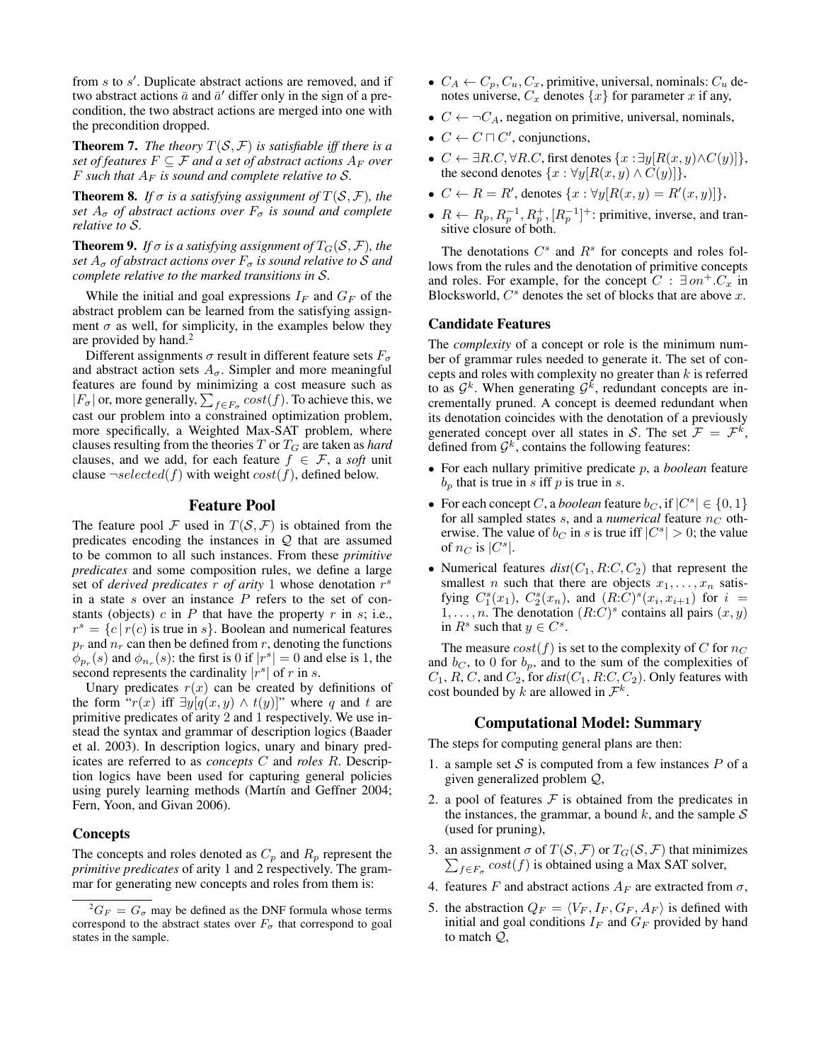from $s$ to $s'$. Duplicate abstract actions are removed, and if two abstract actions $\bar{a}$ and $\bar{a}'$ differ only in the sign of a precondition, the two abstract actions are merged into one with the precondition dropped.

**Theorem 7.** *The theory $T(\mathcal{S}, \mathcal{F})$ is satisfiable iff there is a set of features $F \subseteq \mathcal{F}$ and a set of abstract actions $A_F$ over $F$ such that $A_F$ is sound and complete relative to $\mathcal{S}$.*

**Theorem 8.** *If $\sigma$ is a satisfying assignment of $T(\mathcal{S}, \mathcal{F})$, the set $A_\sigma$ of abstract actions over $F_\sigma$ is sound and complete relative to $\mathcal{S}$.*

**Theorem 9.** *If $\sigma$ is a satisfying assignment of $T_G(\mathcal{S}, \mathcal{F})$, the set $A_\sigma$ of abstract actions over $F_\sigma$ is sound relative to $\mathcal{S}$ and complete relative to the marked transitions in $\mathcal{S}$.*

While the initial and goal expressions $I_F$ and $G_F$ of the abstract problem can be learned from the satisfying assignment $\sigma$ as well, for simplicity, in the examples below they are provided by hand.[2]

Different assignments $\sigma$ result in different feature sets $F_\sigma$ and abstract action sets $A_\sigma$. Simpler and more meaningful features are found by minimizing a cost measure such as $|F_\sigma|$ or, more generally, $\sum_{f \in F_\sigma} cost(f)$. To achieve this, we cast our problem into a constrained optimization problem, more specifically, a Weighted Max-SAT problem, where clauses resulting from the theories $T$ or $T_G$ are taken as *hard* clauses, and we add, for each feature $f \in \mathcal{F}$, a *soft* unit clause $\neg selected(f)$ with weight $cost(f)$, defined below.

## Feature Pool

The feature pool $\mathcal{F}$ used in $T(\mathcal{S}, \mathcal{F})$ is obtained from the predicates encoding the instances in $\mathcal{Q}$ that are assumed to be common to all such instances. From these *primitive predicates* and some composition rules, we define a large set of *derived predicates $r$ of arity* 1 whose denotation $r^s$ in a state $s$ over an instance $P$ refers to the set of constants (objects) $c$ in $P$ that have the property $r$ in $s$; i.e., $r^s = \{c \,|\, r(c)$ is true in $s\}$. Boolean and numerical features $p_r$ and $n_r$ can then be defined from $r$, denoting the functions $\phi_{p_r}(s)$ and $\phi_{n_r}(s)$: the first is 0 if $|r^s| = 0$ and else is 1, the second represents the cardinality $|r^s|$ of $r$ in $s$.

Unary predicates $r(x)$ can be created by definitions of the form "$r(x)$ iff $\exists y[q(x, y) \wedge t(y)]$" where $q$ and $t$ are primitive predicates of arity 2 and 1 respectively. We use instead the syntax and grammar of description logics (Baader et al. 2003). In description logics, unary and binary predicates are referred to as *concepts* $C$ and *roles* $R$. Description logics have been used for capturing general policies using purely learning methods (Martín and Geffner 2004; Fern, Yoon, and Givan 2006).

### Concepts

The concepts and roles denoted as $C_p$ and $R_p$ represent the *primitive predicates* of arity 1 and 2 respectively. The grammar for generating new concepts and roles from them is:

- $C_A \leftarrow C_p, C_u, C_x$, primitive, universal, nominals: $C_u$ denotes universe, $C_x$ denotes $\{x\}$ for parameter $x$ if any,
- $C \leftarrow \neg C_A$, negation on primitive, universal, nominals,
- $C \leftarrow C \sqcap C'$, conjunctions,
- $C \leftarrow \exists R.C, \forall R.C$, first denotes $\{x : \exists y[R(x, y) \wedge C(y)]\}$, the second denotes $\{x : \forall y[R(x, y) \wedge C(y)]\}$,
- $C \leftarrow R = R'$, denotes $\{x : \forall y[R(x, y) = R'(x, y)]\}$,
- $R \leftarrow R_p, R_p^{-1}, R_p^+, [R_p^{-1}]^+$: primitive, inverse, and transitive closure of both.

The denotations $C^s$ and $R^s$ for concepts and roles follows from the rules and the denotation of primitive concepts and roles. For example, for the concept $C : \exists\, on^+.C_x$ in Blocksworld, $C^s$ denotes the set of blocks that are above $x$.

### Candidate Features

The *complexity* of a concept or role is the minimum number of grammar rules needed to generate it. The set of concepts and roles with complexity no greater than $k$ is referred to as $\mathcal{G}^k$. When generating $\mathcal{G}^k$, redundant concepts are incrementally pruned. A concept is deemed redundant when its denotation coincides with the denotation of a previously generated concept over all states in $\mathcal{S}$. The set $\mathcal{F} = \mathcal{F}^k$, defined from $\mathcal{G}^k$, contains the following features:

- For each nullary primitive predicate $p$, a *boolean* feature $b_p$ that is true in $s$ iff $p$ is true in $s$.
- For each concept $C$, a *boolean* feature $b_C$, if $|C^s| \in \{0, 1\}$ for all sampled states $s$, and a *numerical* feature $n_C$ otherwise. The value of $b_C$ in $s$ is true iff $|C^s| > 0$; the value of $n_C$ is $|C^s|$.
- Numerical features $dist(C_1, R{:}C, C_2)$ that represent the smallest $n$ such that there are objects $x_1, \ldots, x_n$ satisfying $C_1^s(x_1)$, $C_2^s(x_n)$, and $(R{:}C)^s(x_i, x_{i+1})$ for $i = 1, \ldots, n$. The denotation $(R{:}C)^s$ contains all pairs $(x, y)$ in $R^s$ such that $y \in C^s$.

The measure $cost(f)$ is set to the complexity of $C$ for $n_C$ and $b_C$, to 0 for $b_p$, and to the sum of the complexities of $C_1$, $R$, $C$, and $C_2$, for $dist(C_1, R{:}C, C_2)$. Only features with cost bounded by $k$ are allowed in $\mathcal{F}^k$.

## Computational Model: Summary

The steps for computing general plans are then:

1. a sample set $\mathcal{S}$ is computed from a few instances $P$ of a given generalized problem $\mathcal{Q}$,
2. a pool of features $\mathcal{F}$ is obtained from the predicates in the instances, the grammar, a bound $k$, and the sample $\mathcal{S}$ (used for pruning),
3. an assignment $\sigma$ of $T(\mathcal{S}, \mathcal{F})$ or $T_G(\mathcal{S}, \mathcal{F})$ that minimizes $\sum_{f \in F_\sigma} cost(f)$ is obtained using a Max SAT solver,
4. features $F$ and abstract actions $A_F$ are extracted from $\sigma$,
5. the abstraction $Q_F = \langle V_F, I_F, G_F, A_F \rangle$ is defined with initial and goal conditions $I_F$ and $G_F$ provided by hand to match $\mathcal{Q}$,

[2] $G_F = G_\sigma$ may be defined as the DNF formula whose terms correspond to the abstract states over $F_\sigma$ that correspond to goal states in the sample.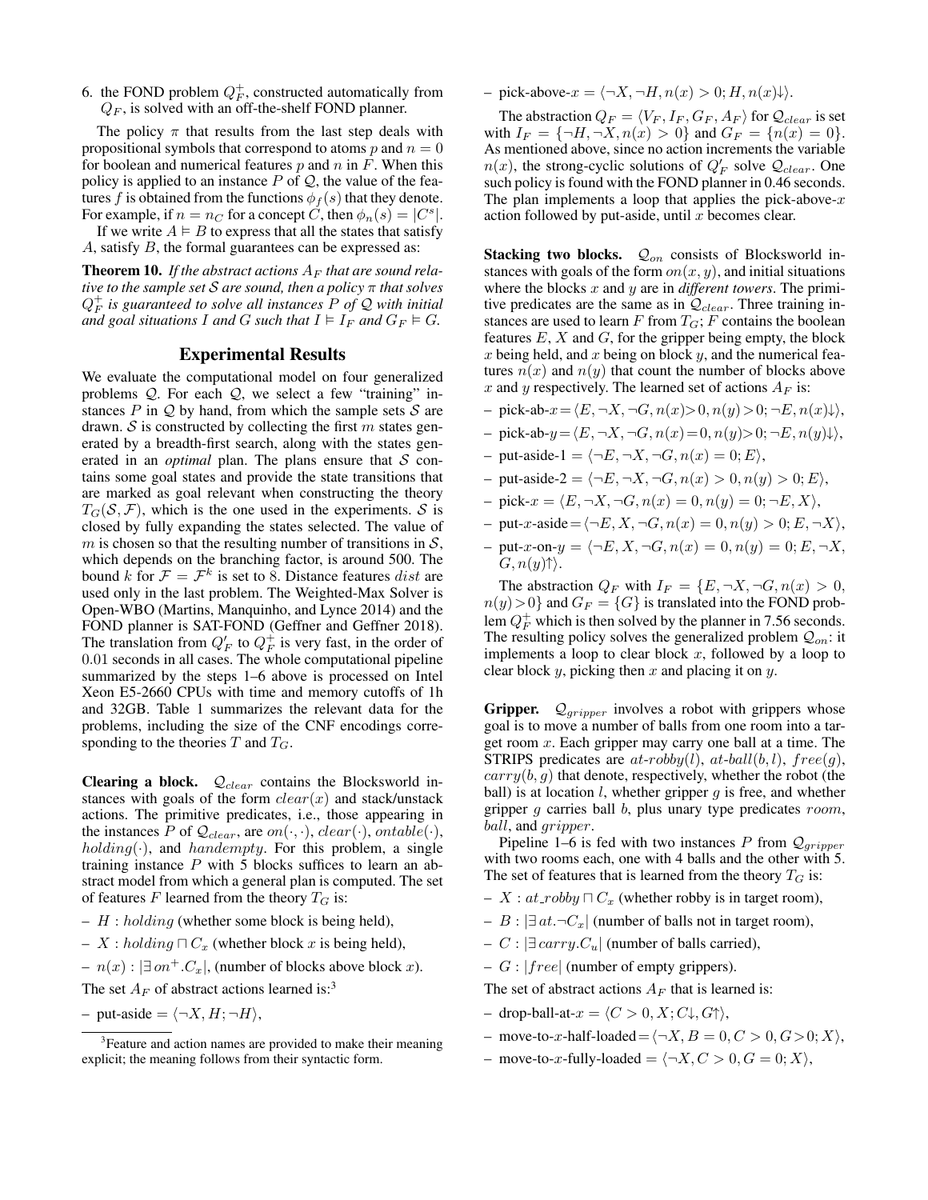6. the FOND problem $Q_F^+$, constructed automatically from $Q_F$, is solved with an off-the-shelf FOND planner.

The policy $\pi$ that results from the last step deals with propositional symbols that correspond to atoms $p$ and $n = 0$ for boolean and numerical features $p$ and $n$ in $F$. When this policy is applied to an instance $P$ of $\mathcal{Q}$, the value of the features $f$ is obtained from the functions $\phi_f(s)$ that they denote. For example, if $n = n_C$ for a concept $C$, then $\phi_n(s) = |C^s|$.

If we write $A \vDash B$ to express that all the states that satisfy $A$, satisfy $B$, the formal guarantees can be expressed as:

**Theorem 10.** *If the abstract actions $A_F$ that are sound relative to the sample set $\mathcal{S}$ are sound, then a policy $\pi$ that solves $Q_F^+$ is guaranteed to solve all instances $P$ of $\mathcal{Q}$ with initial and goal situations $I$ and $G$ such that $I \vDash I_F$ and $G_F \vDash G$.*

## Experimental Results

We evaluate the computational model on four generalized problems $\mathcal{Q}$. For each $\mathcal{Q}$, we select a few "training" instances $P$ in $\mathcal{Q}$ by hand, from which the sample sets $\mathcal{S}$ are drawn. $\mathcal{S}$ is constructed by collecting the first $m$ states generated by a breadth-first search, along with the states generated in an *optimal* plan. The plans ensure that $\mathcal{S}$ contains some goal states and provide the state transitions that are marked as goal relevant when constructing the theory $T_G(\mathcal{S}, \mathcal{F})$, which is the one used in the experiments. $\mathcal{S}$ is closed by fully expanding the states selected. The value of $m$ is chosen so that the resulting number of transitions in $\mathcal{S}$, which depends on the branching factor, is around 500. The bound $k$ for $\mathcal{F} = \mathcal{F}^k$ is set to 8. Distance features $dist$ are used only in the last problem. The Weighted-Max Solver is Open-WBO (Martins, Manquinho, and Lynce 2014) and the FOND planner is SAT-FOND (Geffner and Geffner 2018). The translation from $Q'_F$ to $Q_F^+$ is very fast, in the order of $0.01$ seconds in all cases. The whole computational pipeline summarized by the steps 1–6 above is processed on Intel Xeon E5-2660 CPUs with time and memory cutoffs of 1h and 32GB. Table 1 summarizes the relevant data for the problems, including the size of the CNF encodings corresponding to the theories $T$ and $T_G$.

**Clearing a block.** $\mathcal{Q}_{clear}$ contains the Blocksworld instances with goals of the form $clear(x)$ and stack/unstack actions. The primitive predicates, i.e., those appearing in the instances $P$ of $\mathcal{Q}_{clear}$, are $on(\cdot,\cdot)$, $clear(\cdot)$, $ontable(\cdot)$, $holding(\cdot)$, and $handempty$. For this problem, a single training instance $P$ with 5 blocks suffices to learn an abstract model from which a general plan is computed. The set of features $F$ learned from the theory $T_G$ is:

- $H$ : $holding$ (whether some block is being held),
- $X$ : $holding \sqcap C_x$ (whether block $x$ is being held),
- $n(x)$ : $|\exists\, on^+.C_x|$, (number of blocks above block $x$).

The set $A_F$ of abstract actions learned is:[3]

- put-aside $= \langle \neg X, H; \neg H \rangle$,
- pick-above-$x = \langle \neg X, \neg H, n(x) > 0; H, n(x)\!\downarrow \rangle$.

The abstraction $Q_F = \langle V_F, I_F, G_F, A_F \rangle$ for $\mathcal{Q}_{clear}$ is set with $I_F = \{\neg H, \neg X, n(x) > 0\}$ and $G_F = \{n(x) = 0\}$. As mentioned above, since no action increments the variable $n(x)$, the strong-cyclic solutions of $Q'_F$ solve $\mathcal{Q}_{clear}$. One such policy is found with the FOND planner in 0.46 seconds. The plan implements a loop that applies the pick-above-$x$ action followed by put-aside, until $x$ becomes clear.

**Stacking two blocks.** $\mathcal{Q}_{on}$ consists of Blocksworld instances with goals of the form $on(x, y)$, and initial situations where the blocks $x$ and $y$ are in *different towers*. The primitive predicates are the same as in $\mathcal{Q}_{clear}$. Three training instances are used to learn $F$ from $T_G$; $F$ contains the boolean features $E$, $X$ and $G$, for the gripper being empty, the block $x$ being held, and $x$ being on block $y$, and the numerical features $n(x)$ and $n(y)$ that count the number of blocks above $x$ and $y$ respectively. The learned set of actions $A_F$ is:

- pick-ab-$x = \langle E, \neg X, \neg G, n(x) > 0, n(y) > 0; \neg E, n(x)\!\downarrow \rangle$,
- pick-ab-$y = \langle E, \neg X, \neg G, n(x) = 0, n(y) > 0; \neg E, n(y)\!\downarrow \rangle$,
- put-aside-1 $= \langle \neg E, \neg X, \neg G, n(x) = 0; E \rangle$,
- put-aside-2 $= \langle \neg E, \neg X, \neg G, n(x) > 0, n(y) > 0; E \rangle$,
- pick-$x = \langle E, \neg X, \neg G, n(x) = 0, n(y) = 0; \neg E, X \rangle$,
- put-$x$-aside $= \langle \neg E, X, \neg G, n(x) = 0, n(y) > 0; E, \neg X \rangle$,
- put-$x$-on-$y = \langle \neg E, X, \neg G, n(x) = 0, n(y) = 0; E, \neg X, G, n(y)\!\uparrow \rangle$.

The abstraction $Q_F$ with $I_F = \{E, \neg X, \neg G, n(x) > 0, n(y) > 0\}$ and $G_F = \{G\}$ is translated into the FOND problem $Q_F^+$ which is then solved by the planner in 7.56 seconds. The resulting policy solves the generalized problem $\mathcal{Q}_{on}$: it implements a loop to clear block $x$, followed by a loop to clear block $y$, picking then $x$ and placing it on $y$.

**Gripper.** $\mathcal{Q}_{gripper}$ involves a robot with grippers whose goal is to move a number of balls from one room into a target room $x$. Each gripper may carry one ball at a time. The STRIPS predicates are $at\text{-}robby(l)$, $at\text{-}ball(b, l)$, $free(g)$, $carry(b, g)$ that denote, respectively, whether the robot (the ball) is at location $l$, whether gripper $g$ is free, and whether gripper $g$ carries ball $b$, plus unary type predicates $room$, $ball$, and $gripper$.

Pipeline 1–6 is fed with two instances $P$ from $\mathcal{Q}_{gripper}$ with two rooms each, one with 4 balls and the other with 5. The set of features that is learned from the theory $T_G$ is:

- $X$ : $at\_robby \sqcap C_x$ (whether robby is in target room),
- $B$ : $|\exists\, at.\neg C_x|$ (number of balls not in target room),
- $C$ : $|\exists\, carry.C_u|$ (number of balls carried),
- $G$ : $|free|$ (number of empty grippers).

The set of abstract actions $A_F$ that is learned is:

- drop-ball-at-$x = \langle C > 0, X; C\!\downarrow, G\!\uparrow \rangle$,
- move-to-$x$-half-loaded $= \langle \neg X, B = 0, C > 0, G > 0; X \rangle$,
- move-to-$x$-fully-loaded $= \langle \neg X, C > 0, G = 0; X \rangle$,

[3] Feature and action names are provided to make their meaning explicit; the meaning follows from their syntactic form.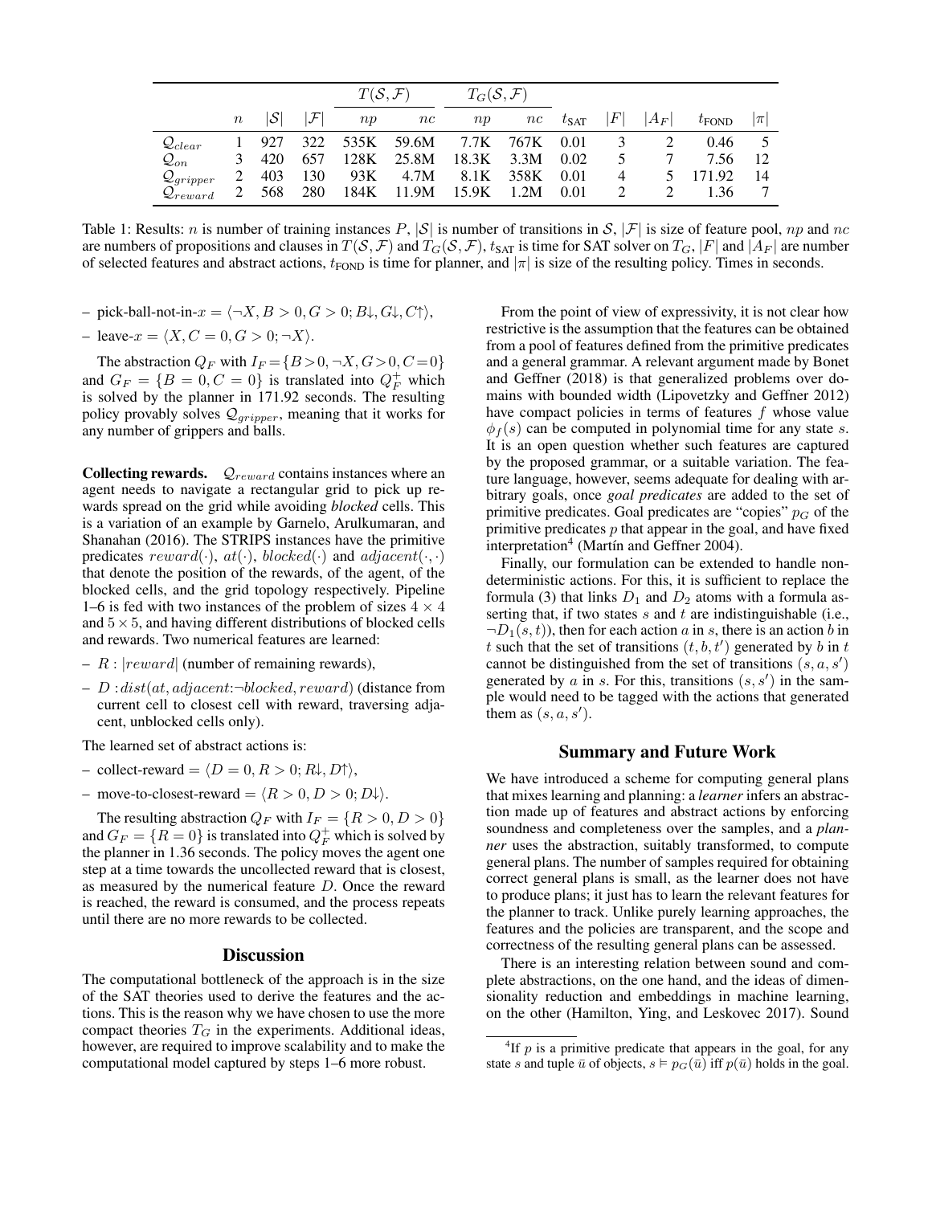| | $n$ | $\|\mathcal{S}\|$ | $\|\mathcal{F}\|$ | $T(\mathcal{S},\mathcal{F})$ | | $T_G(\mathcal{S},\mathcal{F})$ | | $t_{\text{SAT}}$ | $\|F\|$ | $\|A_F\|$ | $t_{\text{FOND}}$ | $\|\pi\|$ |
|---|---|---|---|---|---|---|---|---|---|---|---|---|
| | | | | $np$ | $nc$ | $np$ | $nc$ | | | | | |
| $\mathcal{Q}_{clear}$ | 1 | 927 | 322 | 535K | 59.6M | 7.7K | 767K | 0.01 | 3 | 2 | 0.46 | 5 |
| $\mathcal{Q}_{on}$ | 3 | 420 | 657 | 128K | 25.8M | 18.3K | 3.3M | 0.02 | 5 | 7 | 7.56 | 12 |
| $\mathcal{Q}_{gripper}$ | 2 | 403 | 130 | 93K | 4.7M | 8.1K | 358K | 0.01 | 4 | 5 | 171.92 | 14 |
| $\mathcal{Q}_{reward}$ | 2 | 568 | 280 | 184K | 11.9M | 15.9K | 1.2M | 0.01 | 2 | 2 | 1.36 | 7 |

Table 1: Results: $n$ is number of training instances $P$, $|\mathcal{S}|$ is number of transitions in $\mathcal{S}$, $|\mathcal{F}|$ is size of feature pool, $np$ and $nc$ are numbers of propositions and clauses in $T(\mathcal{S},\mathcal{F})$ and $T_G(\mathcal{S},\mathcal{F})$, $t_{\text{SAT}}$ is time for SAT solver on $T_G$, $|F|$ and $|A_F|$ are number of selected features and abstract actions, $t_{\text{FOND}}$ is time for planner, and $|\pi|$ is size of the resulting policy. Times in seconds.

– pick-ball-not-in-$x = \langle \neg X, B > 0, G > 0; B\downarrow, G\downarrow, C\uparrow \rangle$,

– leave-$x = \langle X, C = 0, G > 0; \neg X \rangle$.

The abstraction $Q_F$ with $I_F = \{B > 0, \neg X, G > 0, C = 0\}$ and $G_F = \{B = 0, C = 0\}$ is translated into $Q_F^+$ which is solved by the planner in 171.92 seconds. The resulting policy provably solves $\mathcal{Q}_{gripper}$, meaning that it works for any number of grippers and balls.

**Collecting rewards.** $\mathcal{Q}_{reward}$ contains instances where an agent needs to navigate a rectangular grid to pick up rewards spread on the grid while avoiding *blocked* cells. This is a variation of an example by Garnelo, Arulkumaran, and Shanahan (2016). The STRIPS instances have the primitive predicates $reward(\cdot)$, $at(\cdot)$, $blocked(\cdot)$ and $adjacent(\cdot,\cdot)$ that denote the position of the rewards, of the agent, of the blocked cells, and the grid topology respectively. Pipeline 1–6 is fed with two instances of the problem of sizes $4 \times 4$ and $5 \times 5$, and having different distributions of blocked cells and rewards. Two numerical features are learned:

– $R : |reward|$ (number of remaining rewards),

– $D : dist(at, adjacent{:}\neg blocked, reward)$ (distance from current cell to closest cell with reward, traversing adjacent, unblocked cells only).

The learned set of abstract actions is:

– collect-reward $= \langle D = 0, R > 0; R\downarrow, D\uparrow \rangle$,

– move-to-closest-reward $= \langle R > 0, D > 0; D\downarrow \rangle$.

The resulting abstraction $Q_F$ with $I_F = \{R > 0, D > 0\}$ and $G_F = \{R = 0\}$ is translated into $Q_F^+$ which is solved by the planner in 1.36 seconds. The policy moves the agent one step at a time towards the uncollected reward that is closest, as measured by the numerical feature $D$. Once the reward is reached, the reward is consumed, and the process repeats until there are no more rewards to be collected.

## Discussion

The computational bottleneck of the approach is in the size of the SAT theories used to derive the features and the actions. This is the reason why we have chosen to use the more compact theories $T_G$ in the experiments. Additional ideas, however, are required to improve scalability and to make the computational model captured by steps 1–6 more robust.

From the point of view of expressivity, it is not clear how restrictive is the assumption that the features can be obtained from a pool of features defined from the primitive predicates and a general grammar. A relevant argument made by Bonet and Geffner (2018) is that generalized problems over domains with bounded width (Lipovetzky and Geffner 2012) have compact policies in terms of features $f$ whose value $\phi_f(s)$ can be computed in polynomial time for any state $s$. It is an open question whether such features are captured by the proposed grammar, or a suitable variation. The feature language, however, seems adequate for dealing with arbitrary goals, once *goal predicates* are added to the set of primitive predicates. Goal predicates are "copies" $p_G$ of the primitive predicates $p$ that appear in the goal, and have fixed interpretation[4] (Martín and Geffner 2004).

Finally, our formulation can be extended to handle nondeterministic actions. For this, it is sufficient to replace the formula (3) that links $D_1$ and $D_2$ atoms with a formula asserting that, if two states $s$ and $t$ are indistinguishable (i.e., $\neg D_1(s,t)$), then for each action $a$ in $s$, there is an action $b$ in $t$ such that the set of transitions $(t, b, t')$ generated by $b$ in $t$ cannot be distinguished from the set of transitions $(s, a, s')$ generated by $a$ in $s$. For this, transitions $(s, s')$ in the sample would need to be tagged with the actions that generated them as $(s, a, s')$.

## Summary and Future Work

We have introduced a scheme for computing general plans that mixes learning and planning: a *learner* infers an abstraction made up of features and abstract actions by enforcing soundness and completeness over the samples, and a *planner* uses the abstraction, suitably transformed, to compute general plans. The number of samples required for obtaining correct general plans is small, as the learner does not have to produce plans; it just has to learn the relevant features for the planner to track. Unlike purely learning approaches, the features and the policies are transparent, and the scope and correctness of the resulting general plans can be assessed.

There is an interesting relation between sound and complete abstractions, on the one hand, and the ideas of dimensionality reduction and embeddings in machine learning, on the other (Hamilton, Ying, and Leskovec 2017). Sound

[4] If $p$ is a primitive predicate that appears in the goal, for any state $s$ and tuple $\bar{u}$ of objects, $s \vDash p_G(\bar{u})$ iff $p(\bar{u})$ holds in the goal.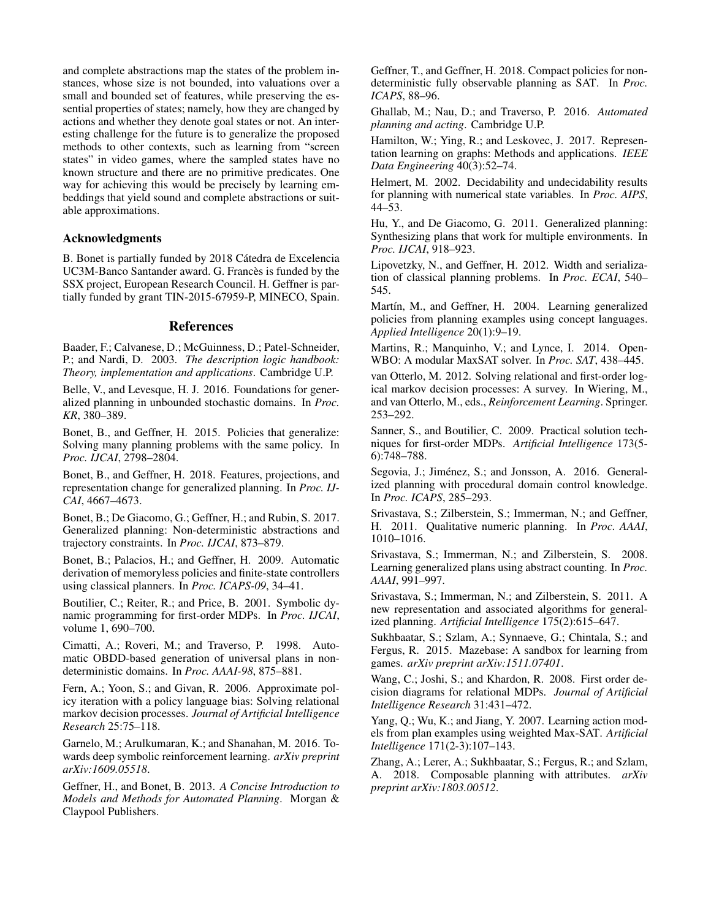and complete abstractions map the states of the problem instances, whose size is not bounded, into valuations over a small and bounded set of features, while preserving the essential properties of states; namely, how they are changed by actions and whether they denote goal states or not. An interesting challenge for the future is to generalize the proposed methods to other contexts, such as learning from "screen states" in video games, where the sampled states have no known structure and there are no primitive predicates. One way for achieving this would be precisely by learning embeddings that yield sound and complete abstractions or suitable approximations.

### Acknowledgments

B. Bonet is partially funded by 2018 Cátedra de Excelencia UC3M-Banco Santander award. G. Francès is funded by the SSX project, European Research Council. H. Geffner is partially funded by grant TIN-2015-67959-P, MINECO, Spain.

## References

Baader, F.; Calvanese, D.; McGuinness, D.; Patel-Schneider, P.; and Nardi, D. 2003. *The description logic handbook: Theory, implementation and applications*. Cambridge U.P.

Belle, V., and Levesque, H. J. 2016. Foundations for generalized planning in unbounded stochastic domains. In *Proc. KR*, 380–389.

Bonet, B., and Geffner, H. 2015. Policies that generalize: Solving many planning problems with the same policy. In *Proc. IJCAI*, 2798–2804.

Bonet, B., and Geffner, H. 2018. Features, projections, and representation change for generalized planning. In *Proc. IJCAI*, 4667–4673.

Bonet, B.; De Giacomo, G.; Geffner, H.; and Rubin, S. 2017. Generalized planning: Non-deterministic abstractions and trajectory constraints. In *Proc. IJCAI*, 873–879.

Bonet, B.; Palacios, H.; and Geffner, H. 2009. Automatic derivation of memoryless policies and finite-state controllers using classical planners. In *Proc. ICAPS-09*, 34–41.

Boutilier, C.; Reiter, R.; and Price, B. 2001. Symbolic dynamic programming for first-order MDPs. In *Proc. IJCAI*, volume 1, 690–700.

Cimatti, A.; Roveri, M.; and Traverso, P. 1998. Automatic OBDD-based generation of universal plans in non-deterministic domains. In *Proc. AAAI-98*, 875–881.

Fern, A.; Yoon, S.; and Givan, R. 2006. Approximate policy iteration with a policy language bias: Solving relational markov decision processes. *Journal of Artificial Intelligence Research* 25:75–118.

Garnelo, M.; Arulkumaran, K.; and Shanahan, M. 2016. Towards deep symbolic reinforcement learning. *arXiv preprint arXiv:1609.05518*.

Geffner, H., and Bonet, B. 2013. *A Concise Introduction to Models and Methods for Automated Planning*. Morgan & Claypool Publishers.

Geffner, T., and Geffner, H. 2018. Compact policies for non-deterministic fully observable planning as SAT. In *Proc. ICAPS*, 88–96.

Ghallab, M.; Nau, D.; and Traverso, P. 2016. *Automated planning and acting*. Cambridge U.P.

Hamilton, W.; Ying, R.; and Leskovec, J. 2017. Representation learning on graphs: Methods and applications. *IEEE Data Engineering* 40(3):52–74.

Helmert, M. 2002. Decidability and undecidability results for planning with numerical state variables. In *Proc. AIPS*, 44–53.

Hu, Y., and De Giacomo, G. 2011. Generalized planning: Synthesizing plans that work for multiple environments. In *Proc. IJCAI*, 918–923.

Lipovetzky, N., and Geffner, H. 2012. Width and serialization of classical planning problems. In *Proc. ECAI*, 540–545.

Martín, M., and Geffner, H. 2004. Learning generalized policies from planning examples using concept languages. *Applied Intelligence* 20(1):9–19.

Martins, R.; Manquinho, V.; and Lynce, I. 2014. Open-WBO: A modular MaxSAT solver. In *Proc. SAT*, 438–445.

van Otterlo, M. 2012. Solving relational and first-order logical markov decision processes: A survey. In Wiering, M., and van Otterlo, M., eds., *Reinforcement Learning*. Springer. 253–292.

Sanner, S., and Boutilier, C. 2009. Practical solution techniques for first-order MDPs. *Artificial Intelligence* 173(5-6):748–788.

Segovia, J.; Jiménez, S.; and Jonsson, A. 2016. Generalized planning with procedural domain control knowledge. In *Proc. ICAPS*, 285–293.

Srivastava, S.; Zilberstein, S.; Immerman, N.; and Geffner, H. 2011. Qualitative numeric planning. In *Proc. AAAI*, 1010–1016.

Srivastava, S.; Immerman, N.; and Zilberstein, S. 2008. Learning generalized plans using abstract counting. In *Proc. AAAI*, 991–997.

Srivastava, S.; Immerman, N.; and Zilberstein, S. 2011. A new representation and associated algorithms for generalized planning. *Artificial Intelligence* 175(2):615–647.

Sukhbaatar, S.; Szlam, A.; Synnaeve, G.; Chintala, S.; and Fergus, R. 2015. Mazebase: A sandbox for learning from games. *arXiv preprint arXiv:1511.07401*.

Wang, C.; Joshi, S.; and Khardon, R. 2008. First order decision diagrams for relational MDPs. *Journal of Artificial Intelligence Research* 31:431–472.

Yang, Q.; Wu, K.; and Jiang, Y. 2007. Learning action models from plan examples using weighted Max-SAT. *Artificial Intelligence* 171(2-3):107–143.

Zhang, A.; Lerer, A.; Sukhbaatar, S.; Fergus, R.; and Szlam, A. 2018. Composable planning with attributes. *arXiv preprint arXiv:1803.00512*.